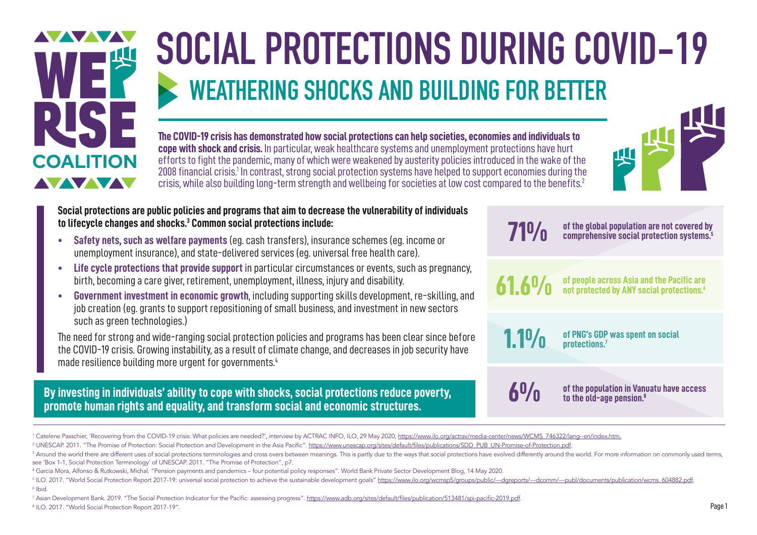# SOCIAL PROTECTIONS DURING COVID-19

## WEATHERING SHOCKS AND BUILDING FOR BETTER

**The COVID-19 crisis has demonstrated how social protections can help societies, economies and individuals to cope with shock and crisis.** In particular, weak healthcare systems and unemployment protections have hurt efforts to fight the pandemic, many of which were weakened by austerity policies introduced in the wake of the 2008 financial crisis.[1] In contrast, strong social protection systems have helped to support economies during the crisis, while also building long-term strength and wellbeing for societies at low cost compared to the benefits.[2]

**Social protections are public policies and programs that aim to decrease the vulnerability of individuals to lifecycle changes and shocks.[3] Common social protections include:**

- **Safety nets, such as welfare payments** (eg. cash transfers), insurance schemes (eg. income or unemployment insurance), and state-delivered services (eg. universal free health care).
- **Life cycle protections that provide support** in particular circumstances or events, such as pregnancy, birth, becoming a care giver, retirement, unemployment, illness, injury and disability.
- **Government investment in economic growth**, including supporting skills development, re-skilling, and job creation (eg. grants to support repositioning of small business, and investment in new sectors such as green technologies.)

The need for strong and wide-ranging social protection policies and programs has been clear since before the COVID-19 crisis. Growing instability, as a result of climate change, and decreases in job security have made resilience building more urgent for governments.[4]

**By investing in individuals' ability to cope with shocks, social protections reduce poverty, promote human rights and equality, and transform social and economic structures.**

**71%** **of the global population are not covered by comprehensive social protection systems.[5]**

**61.6%** **of people across Asia and the Pacific are not protected by ANY social protections.[6]**

**1.1%** **of PNG's GDP was spent on social protections.[7]**

**6%** **of the population in Vanuatu have access to the old-age pension.[8]**

---

[1] Catelene Passchier, 'Recovering from the COVID-19 crisis: What policies are needed?', interview by ACTRAC INFO, ILO, 29 May 2020, https://www.ilo.org/actrav/media-center/news/WCMS_746322/lang--en/index.htm.

[2] UNESCAP. 2011. "The Promise of Protection: Social Protection and Development in the Asia Pacific". https://www.unescap.org/sites/default/files/publications/SDD_PUB_UN-Promise-of-Protection.pdf.

[3] Around the world there are different uses of social protections terminologies and cross overs between meanings. This is partly due to the ways that social protections have evolved differently around the world. For more information on commonly used terms, see 'Box 1-1, Social Protection Terminology' of UNESCAP. 2011. "The Promise of Protection", p7.

[4] Garcia Mora, Alfonso & Rutkowski, Michal. "Pension payments and pandemics – four potential policy responses". World Bank Private Sector Development Blog, 14 May 2020.

[5] ILO. 2017. "World Social Protection Report 2017-19: universal social protection to achieve the sustainable development goals" https://www.ilo.org/wcmsp5/groups/public/---dgreports/---dcomm/---publ/documents/publication/wcms_604882.pdf.

[6] Ibid.

[7] Asian Development Bank. 2019. "The Social Protection Indicator for the Pacific: assessing progress". https://www.adb.org/sites/default/files/publication/513481/spi-pacific-2019.pdf.

[8] ILO. 2017. "World Social Protection Report 2017-19".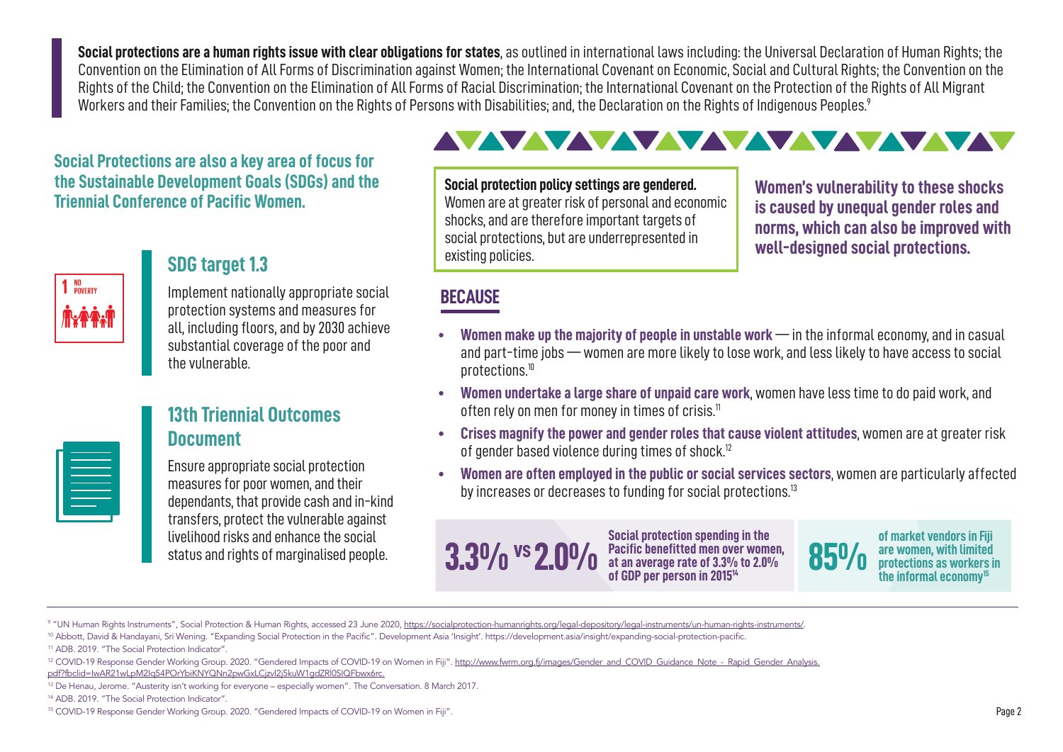**Social protections are a human rights issue with clear obligations for states**, as outlined in international laws including: the Universal Declaration of Human Rights; the Convention on the Elimination of All Forms of Discrimination against Women; the International Covenant on Economic, Social and Cultural Rights; the Convention on the Rights of the Child; the Convention on the Elimination of All Forms of Racial Discrimination; the International Covenant on the Protection of the Rights of All Migrant Workers and their Families; the Convention on the Rights of Persons with Disabilities; and, the Declaration on the Rights of Indigenous Peoples.[9]

**Social Protections are also a key area of focus for the Sustainable Development Goals (SDGs) and the Triennial Conference of Pacific Women.**

## SDG target 1.3

Implement nationally appropriate social protection systems and measures for all, including floors, and by 2030 achieve substantial coverage of the poor and the vulnerable.

## 13th Triennial Outcomes Document

Ensure appropriate social protection measures for poor women, and their dependants, that provide cash and in-kind transfers, protect the vulnerable against livelihood risks and enhance the social status and rights of marginalised people.

**Social protection policy settings are gendered.** Women are at greater risk of personal and economic shocks, and are therefore important targets of social protections, but are underrepresented in existing policies.

**Women's vulnerability to these shocks is caused by unequal gender roles and norms, which can also be improved with well-designed social protections.**

## BECAUSE

- **Women make up the majority of people in unstable work** — in the informal economy, and in casual and part-time jobs — women are more likely to lose work, and less likely to have access to social protections.[10]
- **Women undertake a large share of unpaid care work**, women have less time to do paid work, and often rely on men for money in times of crisis.[11]
- **Crises magnify the power and gender roles that cause violent attitudes**, women are at greater risk of gender based violence during times of shock.[12]
- **Women are often employed in the public or social services sectors**, women are particularly affected by increases or decreases to funding for social protections.[13]

**3.3% vs 2.0%** — Social protection spending in the Pacific benefitted men over women, at an average rate of 3.3% to 2.0% of GDP per person in 2015[14]

**85%** of market vendors in Fiji are women, with limited protections as workers in the informal economy[15]

---

[9] "UN Human Rights Instruments", Social Protection & Human Rights, accessed 23 June 2020, https://socialprotection-humanrights.org/legal-depository/legal-instruments/un-human-rights-instruments/.

[10] Abbott, David & Handayani, Sri Wening. "Expanding Social Protection in the Pacific". Development Asia 'Insight'. https://development.asia/insight/expanding-social-protection-pacific.

[11] ADB. 2019. "The Social Protection Indicator".

[12] COVID-19 Response Gender Working Group. 2020. "Gendered Impacts of COVID-19 on Women in Fiji". http://www.fwrm.org.fj/images/Gender_and_COVID_Guidance_Note_-_Rapid_Gender_Analysis.pdf?fbclid=IwAR21wLpM2Iq54POrYbiKNYQNn2pwGxLCjzvl2j5kuW1gdZRl0SIQFbwx6rc.

[13] De Henau, Jerome. "Austerity isn't working for everyone – especially women". The Conversation. 8 March 2017.

[14] ADB. 2019. "The Social Protection Indicator".

[15] COVID-19 Response Gender Working Group. 2020. "Gendered Impacts of COVID-19 on Women in Fiji".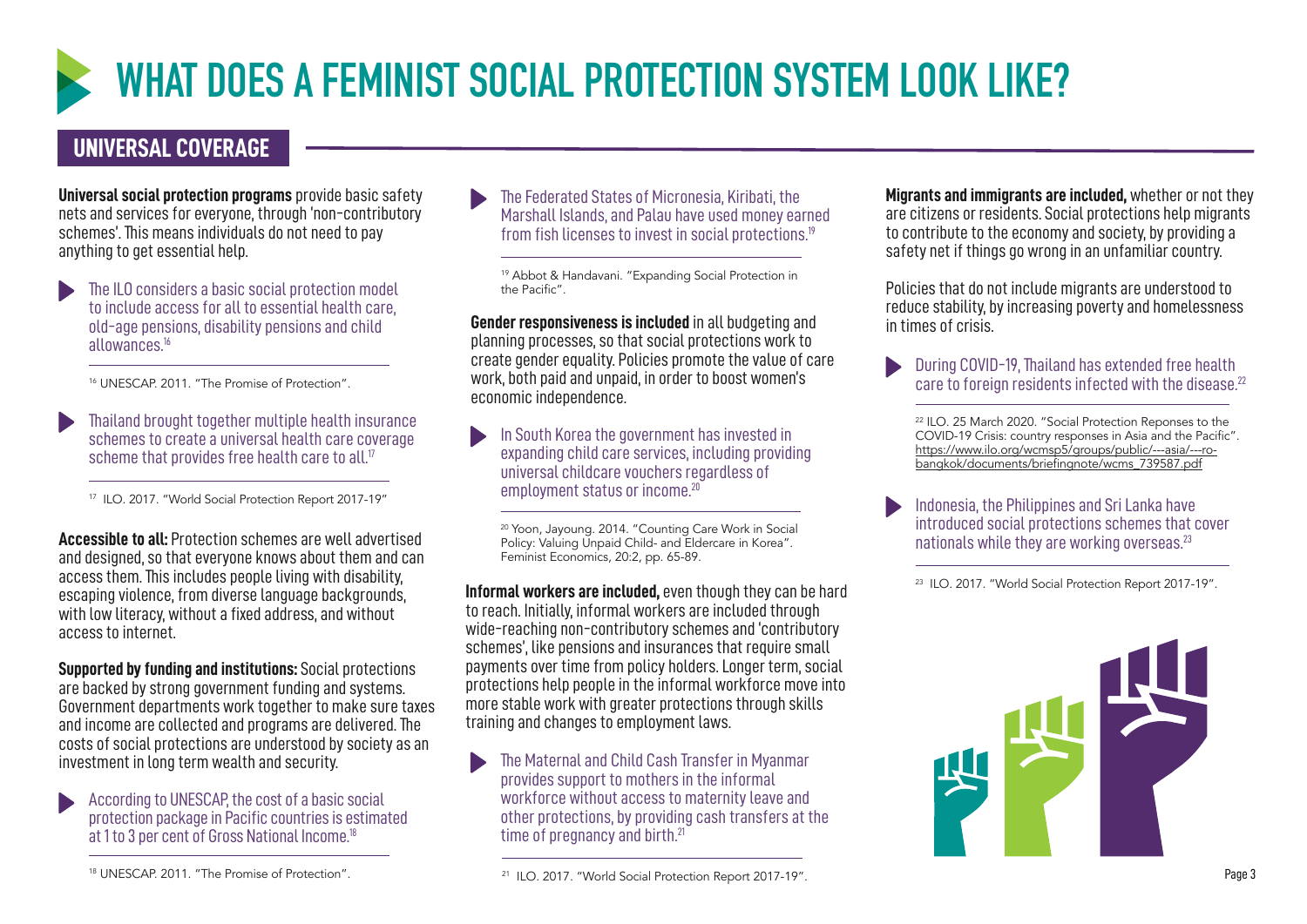# WHAT DOES A FEMINIST SOCIAL PROTECTION SYSTEM LOOK LIKE?

## UNIVERSAL COVERAGE

**Universal social protection programs** provide basic safety nets and services for everyone, through 'non-contributory schemes'. This means individuals do not need to pay anything to get essential help.

- The ILO considers a basic social protection model to include access for all to essential health care, old-age pensions, disability pensions and child allowances.[16]

[16] UNESCAP. 2011. "The Promise of Protection".

- Thailand brought together multiple health insurance schemes to create a universal health care coverage scheme that provides free health care to all.[17]

[17] ILO. 2017. "World Social Protection Report 2017-19"

**Accessible to all:** Protection schemes are well advertised and designed, so that everyone knows about them and can access them. This includes people living with disability, escaping violence, from diverse language backgrounds, with low literacy, without a fixed address, and without access to internet.

**Supported by funding and institutions:** Social protections are backed by strong government funding and systems. Government departments work together to make sure taxes and income are collected and programs are delivered. The costs of social protections are understood by society as an investment in long term wealth and security.

- According to UNESCAP, the cost of a basic social protection package in Pacific countries is estimated at 1 to 3 per cent of Gross National Income.[18]

[18] UNESCAP. 2011. "The Promise of Protection".

- The Federated States of Micronesia, Kiribati, the Marshall Islands, and Palau have used money earned from fish licenses to invest in social protections.[19]

[19] Abbot & Handavani. "Expanding Social Protection in the Pacific".

**Gender responsiveness is included** in all budgeting and planning processes, so that social protections work to create gender equality. Policies promote the value of care work, both paid and unpaid, in order to boost women's economic independence.

- In South Korea the government has invested in expanding child care services, including providing universal childcare vouchers regardless of employment status or income.[20]

[20] Yoon, Jayoung. 2014. "Counting Care Work in Social Policy: Valuing Unpaid Child- and Eldercare in Korea". Feminist Economics, 20:2, pp. 65-89.

**Informal workers are included,** even though they can be hard to reach. Initially, informal workers are included through wide-reaching non-contributory schemes and 'contributory schemes', like pensions and insurances that require small payments over time from policy holders. Longer term, social protections help people in the informal workforce move into more stable work with greater protections through skills training and changes to employment laws.

- The Maternal and Child Cash Transfer in Myanmar provides support to mothers in the informal workforce without access to maternity leave and other protections, by providing cash transfers at the time of pregnancy and birth.[21]

[21] ILO. 2017. "World Social Protection Report 2017-19".

**Migrants and immigrants are included,** whether or not they are citizens or residents. Social protections help migrants to contribute to the economy and society, by providing a safety net if things go wrong in an unfamiliar country.

Policies that do not include migrants are understood to reduce stability, by increasing poverty and homelessness in times of crisis.

- During COVID-19, Thailand has extended free health care to foreign residents infected with the disease.[22]

[22] ILO. 25 March 2020. "Social Protection Reponses to the COVID-19 Crisis: country responses in Asia and the Pacific". https://www.ilo.org/wcmsp5/groups/public/---asia/---ro-bangkok/documents/briefingnote/wcms_739587.pdf

- Indonesia, the Philippines and Sri Lanka have introduced social protections schemes that cover nationals while they are working overseas.[23]

[23] ILO. 2017. "World Social Protection Report 2017-19".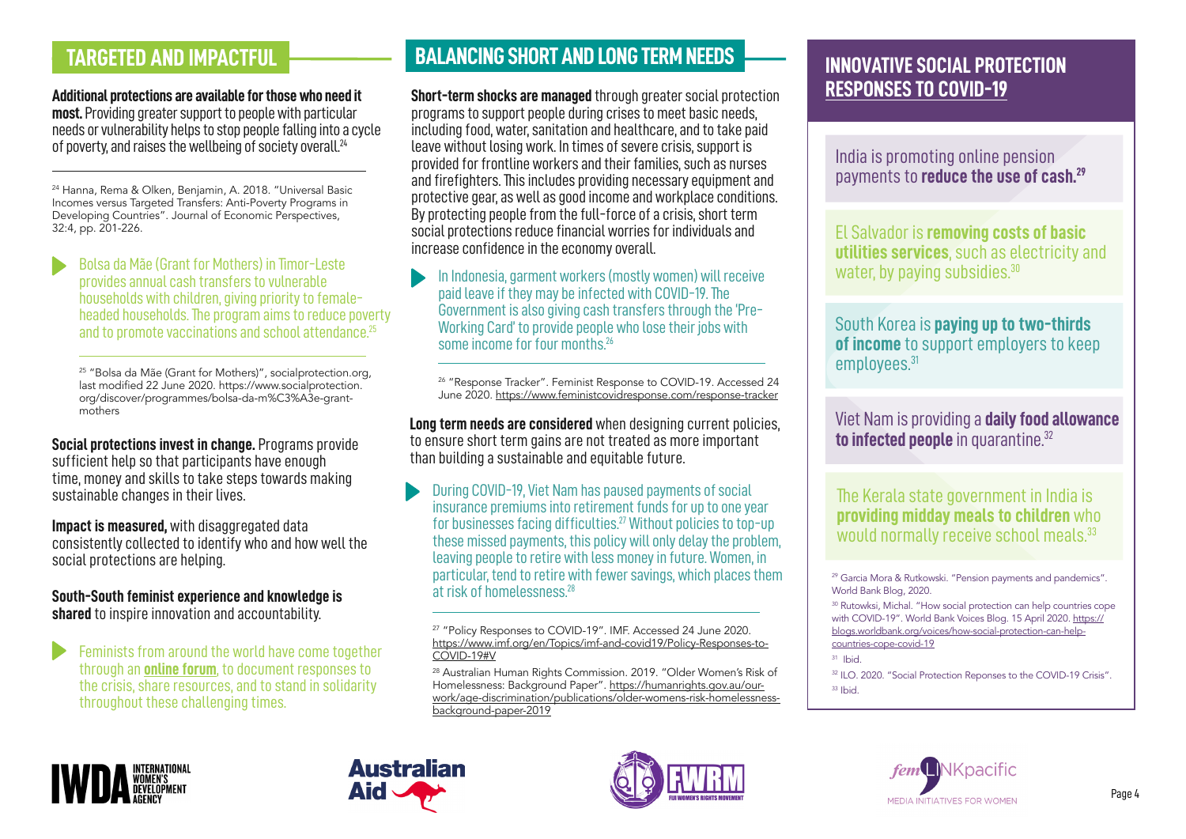## TARGETED AND IMPACTFUL

**Additional protections are available for those who need it most.** Providing greater support to people with particular needs or vulnerability helps to stop people falling into a cycle of poverty, and raises the wellbeing of society overall.[24]

[24] Hanna, Rema & Olken, Benjamin, A. 2018. "Universal Basic Incomes versus Targeted Transfers: Anti-Poverty Programs in Developing Countries". Journal of Economic Perspectives, 32:4, pp. 201-226.

Bolsa da Mãe (Grant for Mothers) in Timor-Leste provides annual cash transfers to vulnerable households with children, giving priority to female-headed households. The program aims to reduce poverty and to promote vaccinations and school attendance.[25]

[25] "Bolsa da Mãe (Grant for Mothers)", socialprotection.org, last modified 22 June 2020. https://www.socialprotection.org/discover/programmes/bolsa-da-m%C3%A3e-grant-mothers

**Social protections invest in change.** Programs provide sufficient help so that participants have enough time, money and skills to take steps towards making sustainable changes in their lives.

**Impact is measured,** with disaggregated data consistently collected to identify who and how well the social protections are helping.

**South-South feminist experience and knowledge is shared** to inspire innovation and accountability.

Feminists from around the world have come together through an **online forum**, to document responses to the crisis, share resources, and to stand in solidarity throughout these challenging times.

## BALANCING SHORT AND LONG TERM NEEDS

**Short-term shocks are managed** through greater social protection programs to support people during crises to meet basic needs, including food, water, sanitation and healthcare, and to take paid leave without losing work. In times of severe crisis, support is provided for frontline workers and their families, such as nurses and firefighters. This includes providing necessary equipment and protective gear, as well as good income and workplace conditions. By protecting people from the full-force of a crisis, short term social protections reduce financial worries for individuals and increase confidence in the economy overall.

In Indonesia, garment workers (mostly women) will receive paid leave if they may be infected with COVID-19. The Government is also giving cash transfers through the 'Pre-Working Card' to provide people who lose their jobs with some income for four months.[26]

[26] "Response Tracker". Feminist Response to COVID-19. Accessed 24 June 2020. https://www.feministcovidresponse.com/response-tracker

**Long term needs are considered** when designing current policies, to ensure short term gains are not treated as more important than building a sustainable and equitable future.

During COVID-19, Viet Nam has paused payments of social insurance premiums into retirement funds for up to one year for businesses facing difficulties.[27] Without policies to top-up these missed payments, this policy will only delay the problem, leaving people to retire with less money in future. Women, in particular, tend to retire with fewer savings, which places them at risk of homelessness.[28]

[27] "Policy Responses to COVID-19". IMF. Accessed 24 June 2020. https://www.imf.org/en/Topics/imf-and-covid19/Policy-Responses-to-COVID-19#V

[28] Australian Human Rights Commission. 2019. "Older Women's Risk of Homelessness: Background Paper". https://humanrights.gov.au/our-work/age-discrimination/publications/older-womens-risk-homelessness-background-paper-2019

## INNOVATIVE SOCIAL PROTECTION RESPONSES TO COVID-19

India is promoting online pension payments to **reduce the use of cash.**[29]

El Salvador is **removing costs of basic utilities services**, such as electricity and water, by paying subsidies.[30]

South Korea is **paying up to two-thirds of income** to support employers to keep employees.[31]

Viet Nam is providing a **daily food allowance to infected people** in quarantine.[32]

The Kerala state government in India is **providing midday meals to children** who would normally receive school meals.[33]

[29] Garcia Mora & Rutkowski. "Pension payments and pandemics". World Bank Blog, 2020.

[30] Rutowksi, Michal. "How social protection can help countries cope with COVID-19". World Bank Voices Blog. 15 April 2020. https://blogs.worldbank.org/voices/how-social-protection-can-help-countries-cope-covid-19

[31] Ibid.

[32] ILO. 2020. "Social Protection Reponses to the COVID-19 Crisis".

[33] Ibid.

IWDA INTERNATIONAL WOMEN'S DEVELOPMENT AGENCY | Australian Aid | FWRM FIJI WOMEN'S RIGHTS MOVEMENT | femLINKpacific MEDIA INITIATIVES FOR WOMEN